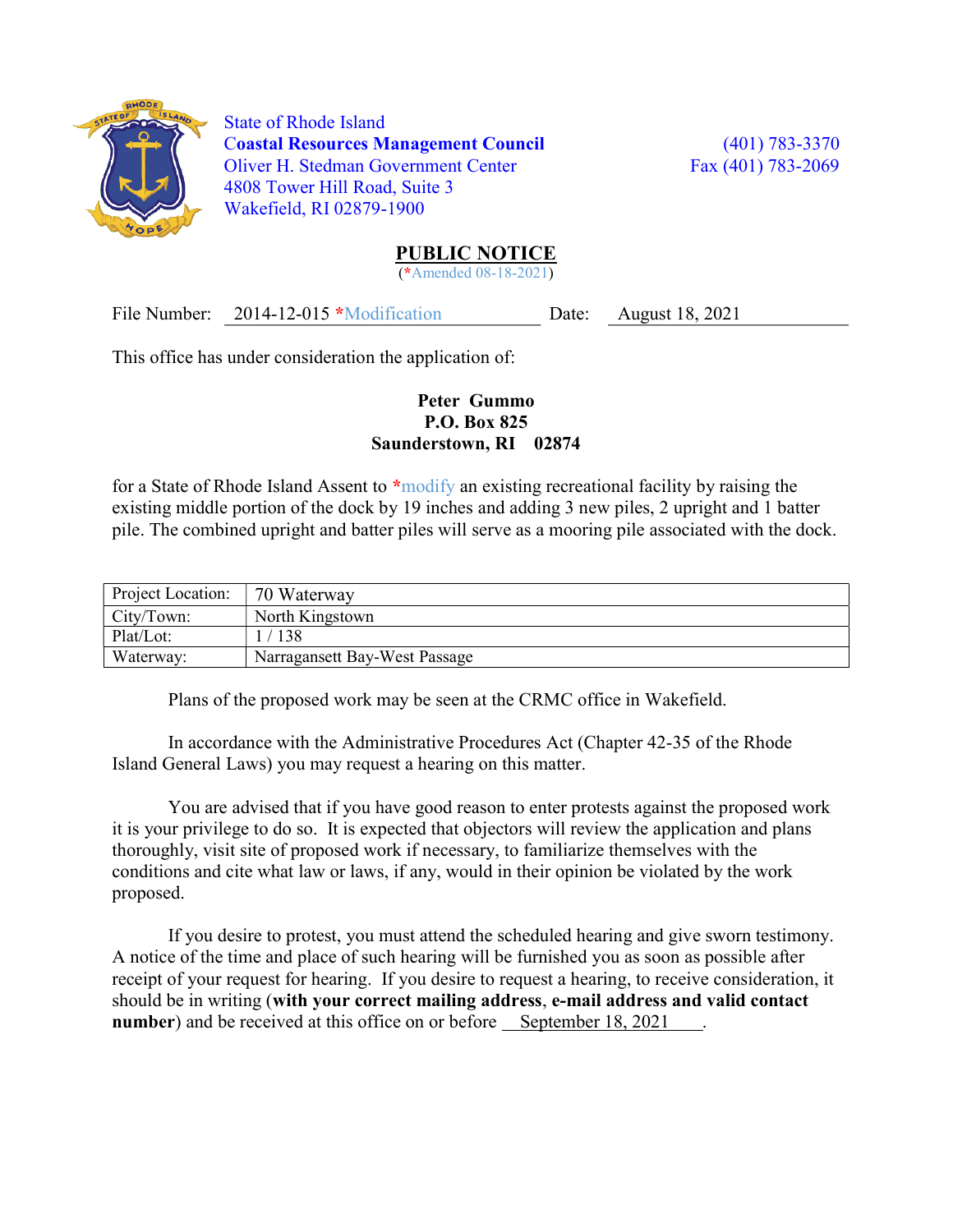State of Rhode Island
**Coastal Resources Management Council**
Oliver H. Stedman Government Center
4808 Tower Hill Road, Suite 3
Wakefield, RI 02879-1900

(401) 783-3370
Fax (401) 783-2069

# PUBLIC NOTICE

(*Amended 08-18-2021)

File Number: 2014-12-015 *Modification Date: August 18, 2021

This office has under consideration the application of:

**Peter Gummo**
**P.O. Box 825**
**Saunderstown, RI 02874**

for a State of Rhode Island Assent to *modify an existing recreational facility by raising the existing middle portion of the dock by 19 inches and adding 3 new piles, 2 upright and 1 batter pile. The combined upright and batter piles will serve as a mooring pile associated with the dock.

| Project Location: | 70 Waterway |
|---|---|
| City/Town: | North Kingstown |
| Plat/Lot: | 1 / 138 |
| Waterway: | Narragansett Bay-West Passage |

Plans of the proposed work may be seen at the CRMC office in Wakefield.

In accordance with the Administrative Procedures Act (Chapter 42-35 of the Rhode Island General Laws) you may request a hearing on this matter.

You are advised that if you have good reason to enter protests against the proposed work it is your privilege to do so. It is expected that objectors will review the application and plans thoroughly, visit site of proposed work if necessary, to familiarize themselves with the conditions and cite what law or laws, if any, would in their opinion be violated by the work proposed.

If you desire to protest, you must attend the scheduled hearing and give sworn testimony. A notice of the time and place of such hearing will be furnished you as soon as possible after receipt of your request for hearing. If you desire to request a hearing, to receive consideration, it should be in writing (**with your correct mailing address**, **e-mail address and valid contact number**) and be received at this office on or before September 18, 2021.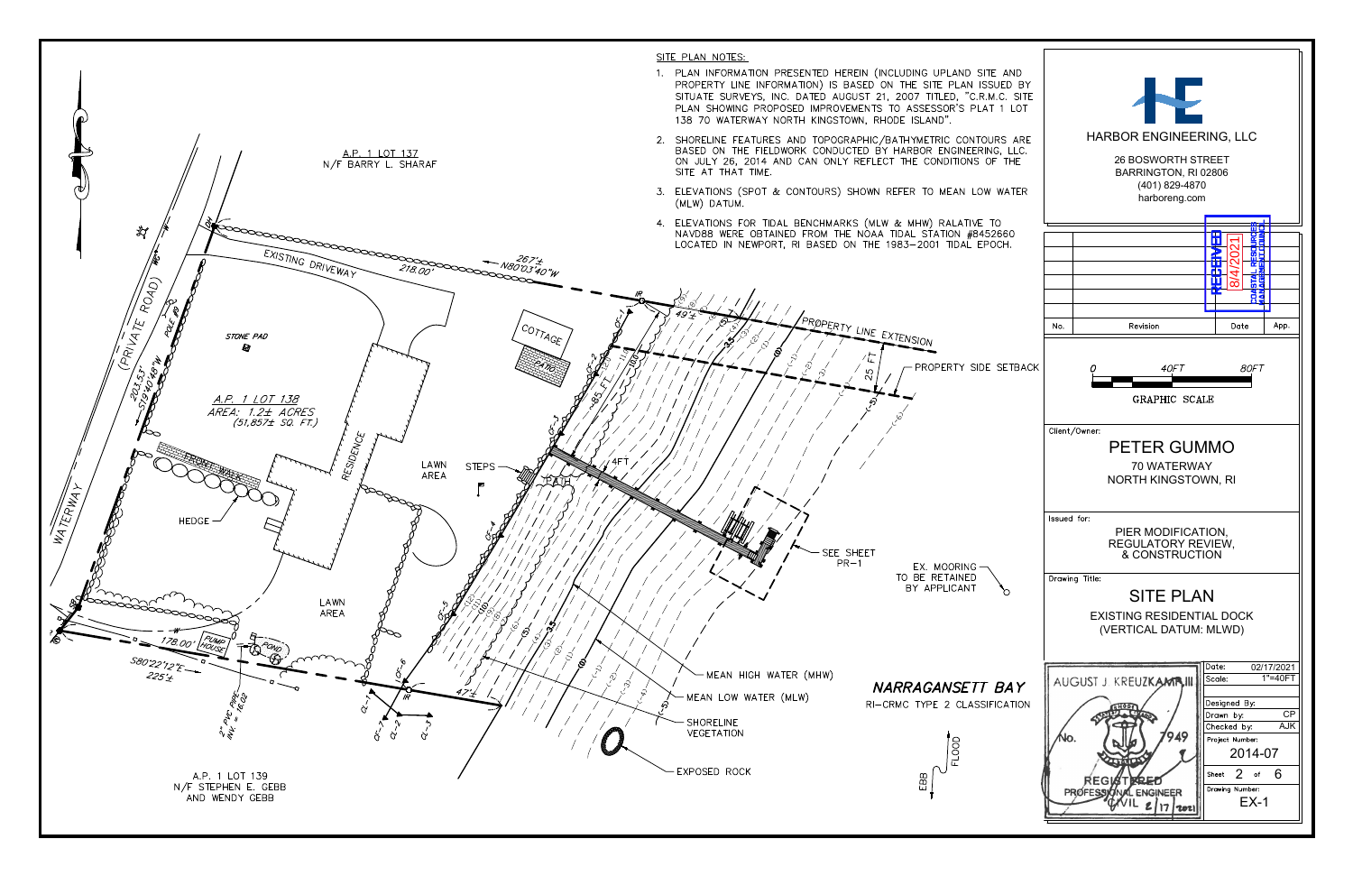SITE PLAN NOTES:

1. PLAN INFORMATION PRESENTED HEREIN (INCLUDING UPLAND SITE AND PROPERTY LINE INFORMATION) IS BASED ON THE SITE PLAN ISSUED BY SITUATE SURVEYS, INC. DATED AUGUST 21, 2007 TITLED, "C.R.M.C. SITE PLAN SHOWING PROPOSED IMPROVEMENTS TO ASSESSOR'S PLAT 1 LOT 138 70 WATERWAY NORTH KINGSTOWN, RHODE ISLAND".
2. SHORELINE FEATURES AND TOPOGRAPHIC/BATHYMETRIC CONTOURS ARE BASED ON THE FIELDWORK CONDUCTED BY HARBOR ENGINEERING, LLC. ON JULY 26, 2014 AND CAN ONLY REFLECT THE CONDITIONS OF THE SITE AT THAT TIME.
3. ELEVATIONS (SPOT & CONTOURS) SHOWN REFER TO MEAN LOW WATER (MLW) DATUM.
4. ELEVATIONS FOR TIDAL BENCHMARKS (MLW & MHW) RALATIVE TO NAVD88 WERE OBTAINED FROM THE NOAA TIDAL STATION #8452660 LOCATED IN NEWPORT, RI BASED ON THE 1983–2001 TIDAL EPOCH.

A.P. 1 LOT 137
N/F BARRY L. SHARAF

A.P. 1 LOT 138
AREA: 1.2± ACRES
(51,857± SQ. FT.)

A.P. 1 LOT 139
N/F STEPHEN E. GEBB
AND WENDY GEBB

WATERWAY (PRIVATE ROAD)

203.53'
S19°40'48"W

EXISTING DRIVEWAY — 218.00' — 267'± N80°03'40"W

178.00' — S80°22'12"E — 225'±

2" PVC PIPE INV. = 18.02

STONE PAD — COTTAGE — PATIO — RESIDENCE — FRONT WALK — HEDGE — LAWN AREA — STEPS — PUMP HOUSE — POND — LAWN AREA

PROPERTY LINE EXTENSION — PROPERTY SIDE SETBACK — 25 FT — 49'± — 47'± — ~85 FT — 4FT

SEE SHEET PR-1

EX. MOORING TO BE RETAINED BY APPLICANT

MEAN HIGH WATER (MHW) — MEAN LOW WATER (MLW) — SHORELINE VEGETATION — EXPOSED ROCK

*NARRAGANSETT BAY*
RI-CRMC TYPE 2 CLASSIFICATION

EBB — FLOOD

GRAPHIC SCALE: 0 — 40FT — 80FT

**HARBOR ENGINEERING, LLC**
26 BOSWORTH STREET
BARRINGTON, RI 02806
(401) 829-4870
harboreng.com

RECEIVED 8/4/2021 COASTAL RESOURCES MANAGEMENT COUNCIL

| No. | Revision | Date | App. |
|---|---|---|---|

Client/Owner:
PETER GUMMO
70 WATERWAY
NORTH KINGSTOWN, RI

Issued for:
PIER MODIFICATION, REGULATORY REVIEW, & CONSTRUCTION

Drawing Title:
SITE PLAN
EXISTING RESIDENTIAL DOCK
(VERTICAL DATUM: MLWD)

AUGUST J. KREUZKAMP III
No. 7949
REGISTERED PROFESSIONAL ENGINEER CIVIL 2/17/2021

| | |
|---|---|
| Date: | 02/17/2021 |
| Scale: | 1"=40FT |
| Designed By: | |
| Drawn by: | CP |
| Checked by: | AJK |
| Project Number: | 2014-07 |
| Sheet | 2 of 6 |
| Drawing Number: | EX-1 |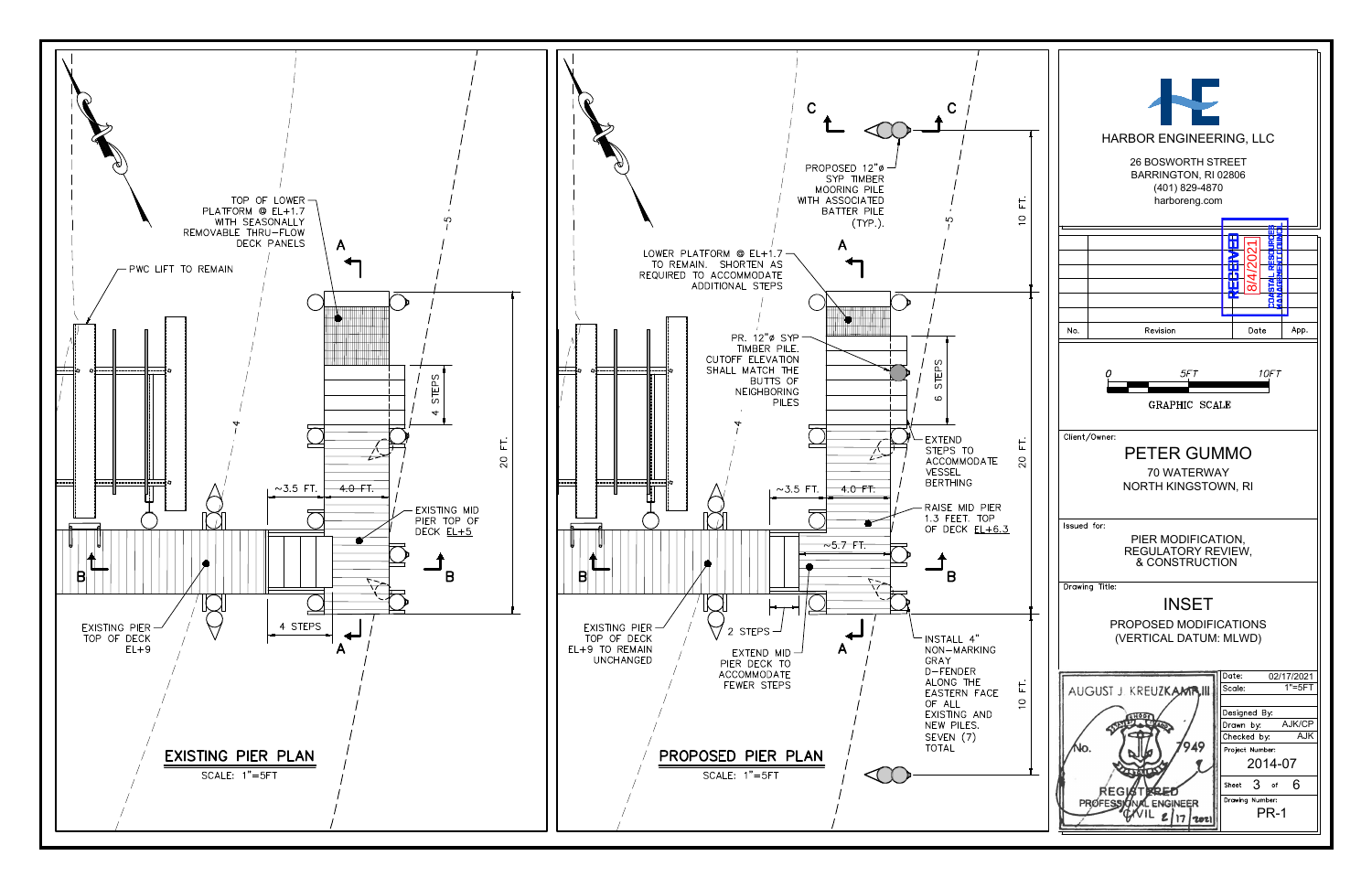## EXISTING PIER PLAN

SCALE: 1"=5FT

- TOP OF LOWER PLATFORM @ EL+1.7 WITH SEASONALLY REMOVABLE THRU-FLOW DECK PANELS
- PWC LIFT TO REMAIN
- 4 STEPS
- 20 FT.
- ~3.5 FT.
- 4.0 FT.
- EXISTING MID PIER TOP OF DECK EL+5
- EXISTING PIER TOP OF DECK EL+9
- 4 STEPS
- A
- B
- -4-
- -5-

## PROPOSED PIER PLAN

SCALE: 1"=5FT

- C
- PROPOSED 12"ø SYP TIMBER MOORING PILE WITH ASSOCIATED BATTER PILE (TYP.).
- 10 FT.
- LOWER PLATFORM @ EL+1.7 TO REMAIN. SHORTEN AS REQUIRED TO ACCOMMODATE ADDITIONAL STEPS
- PR. 12"ø SYP TIMBER PILE. CUTOFF ELEVATION SHALL MATCH THE BUTTS OF NEIGHBORING PILES
- 6 STEPS
- EXTEND STEPS TO ACCOMMODATE VESSEL BERTHING
- 20 FT.
- ~3.5 FT.
- 4.0 FT.
- RAISE MID PIER 1.3 FEET. TOP OF DECK EL+6.3
- ~5.7 FT.
- EXISTING PIER TOP OF DECK EL+9 TO REMAIN UNCHANGED
- 2 STEPS
- EXTEND MID PIER DECK TO ACCOMMODATE FEWER STEPS
- INSTALL 4" NON-MARKING GRAY D-FENDER ALONG THE EASTERN FACE OF ALL EXISTING AND NEW PILES. SEVEN (7) TOTAL
- 10 FT.
- A
- B
- -4-
- -5-

---

**HARBOR ENGINEERING, LLC**

26 BOSWORTH STREET
BARRINGTON, RI 02806
(401) 829-4870
harboreng.com

| No. | Revision | Date | App. |
|---|---|---|---|
| | | | |

RECEIVED 8/4/2021 COASTAL RESOURCES MANAGEMENT COUNCIL

0 5FT 10FT
GRAPHIC SCALE

Client/Owner:
**PETER GUMMO**
70 WATERWAY
NORTH KINGSTOWN, RI

Issued for:
PIER MODIFICATION, REGULATORY REVIEW, & CONSTRUCTION

Drawing Title:
**INSET**
PROPOSED MODIFICATIONS
(VERTICAL DATUM: MLWD)

AUGUST J. KREUZKAMP III
No. 7949
REGISTERED PROFESSIONAL ENGINEER
CIVIL 2/17/2021

| | |
|---|---|
| Date: | 02/17/2021 |
| Scale: | 1"=5FT |
| Designed By: | |
| Drawn by: | AJK/CP |
| Checked by: | AJK |
| Project Number: | 2014-07 |
| Sheet | 3 of 6 |
| Drawing Number: | PR-1 |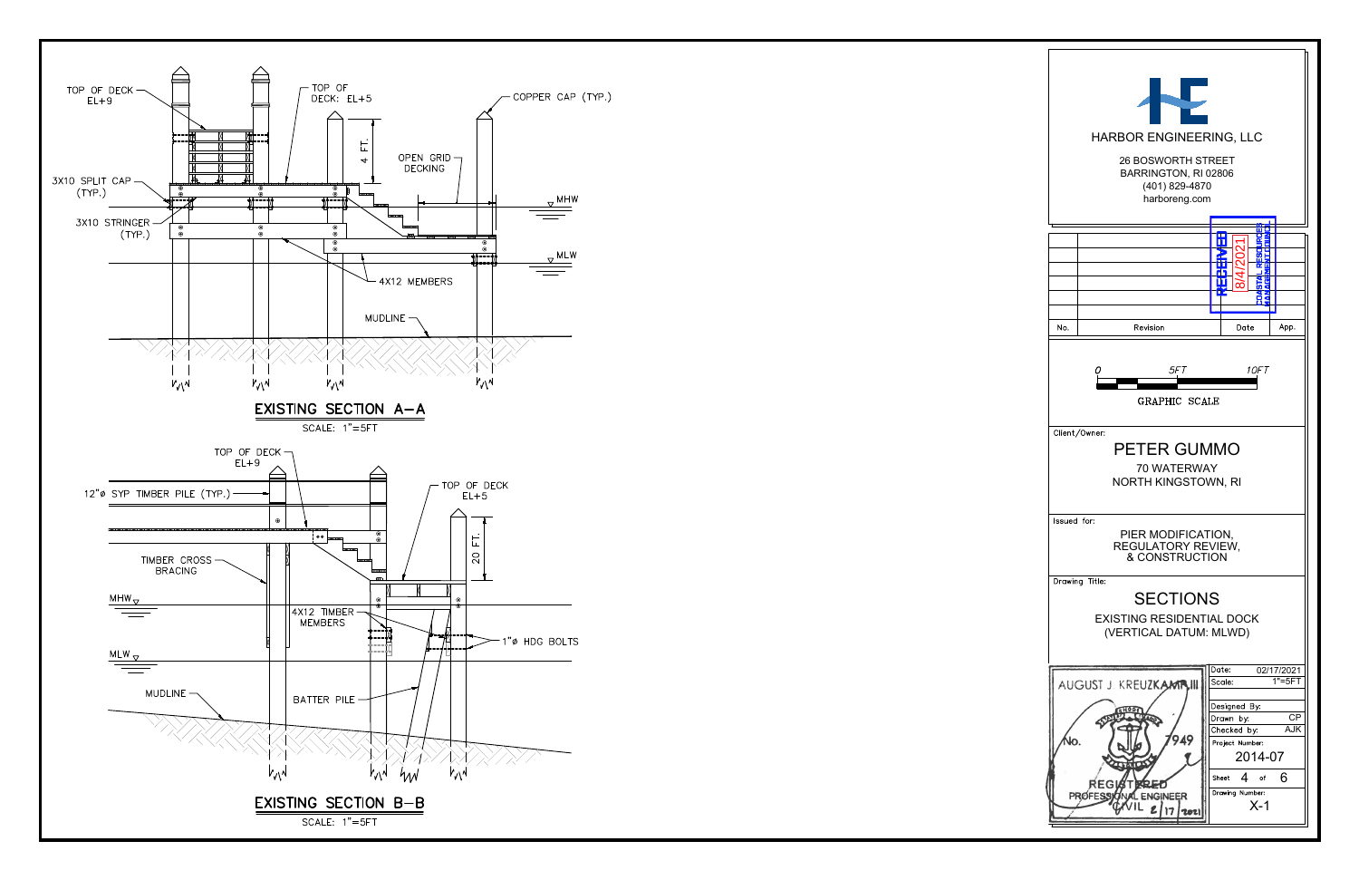## EXISTING SECTION A–A

SCALE: 1"=5FT

- TOP OF DECK EL+9
- TOP OF DECK: EL+5
- COPPER CAP (TYP.)
- 4 FT.
- OPEN GRID DECKING
- 3X10 SPLIT CAP (TYP.)
- MHW
- 3X10 STRINGER (TYP.)
- MLW
- 4X12 MEMBERS
- MUDLINE

## EXISTING SECTION B–B

SCALE: 1"=5FT

- TOP OF DECK EL+9
- 12"ø SYP TIMBER PILE (TYP.)
- TOP OF DECK EL+5
- 20 FT.
- TIMBER CROSS BRACING
- MHW
- 4X12 TIMBER MEMBERS
- 1"ø HDG BOLTS
- MLW
- MUDLINE
- BATTER PILE

---

**HARBOR ENGINEERING, LLC**
26 BOSWORTH STREET
BARRINGTON, RI 02806
(401) 829-4870
harboreng.com

| No. | Revision | Date | App. |
|---|---|---|---|

RECEIVED 8/4/2021 COASTAL RESOURCES MANAGEMENT COUNCIL

GRAPHIC SCALE: 0 — 5FT — 10FT

Client/Owner:
**PETER GUMMO**
70 WATERWAY
NORTH KINGSTOWN, RI

Issued for:
PIER MODIFICATION, REGULATORY REVIEW, & CONSTRUCTION

Drawing Title:
**SECTIONS**
EXISTING RESIDENTIAL DOCK
(VERTICAL DATUM: MLWD)

AUGUST J. KREUZKAMP III
No. 7949
REGISTERED PROFESSIONAL ENGINEER CIVIL 2/17/2021

| | |
|---|---|
| Date: | 02/17/2021 |
| Scale: | 1"=5FT |
| Designed By: | |
| Drawn by: | CP |
| Checked by: | AJK |
| Project Number: | 2014-07 |
| Sheet | 4 of 6 |
| Drawing Number: | X-1 |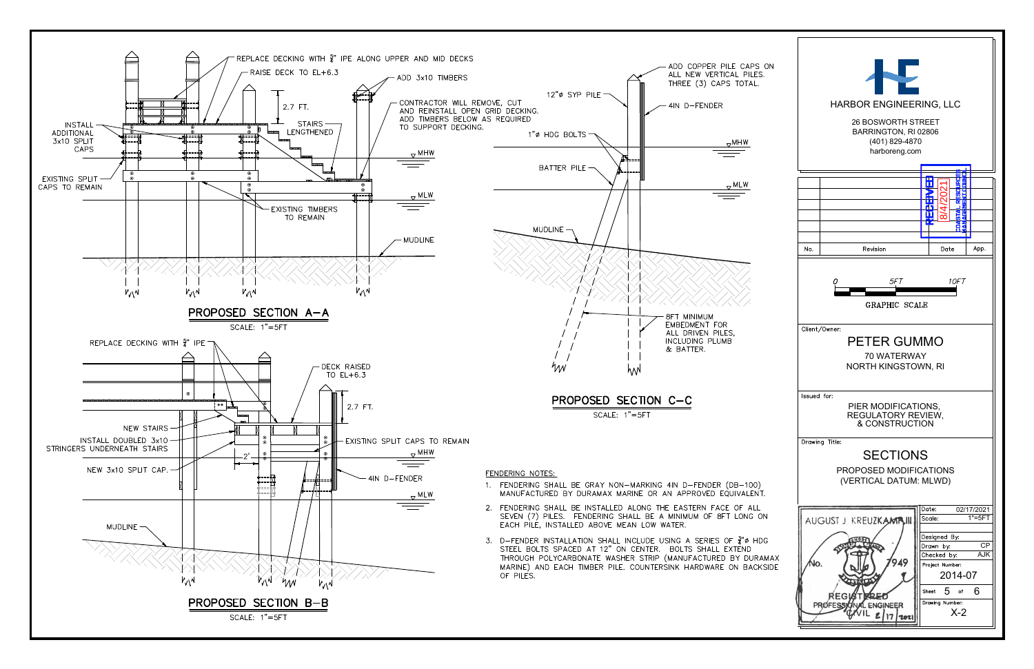# PROPOSED SECTION A–A

SCALE: 1"=5FT

REPLACE DECKING WITH ⅝" IPE ALONG UPPER AND MID DECKS

RAISE DECK TO EL+6.3

ADD 3x10 TIMBERS

2.7 FT.

CONTRACTOR WILL REMOVE, CUT AND REINSTALL OPEN GRID DECKING. ADD TIMBERS BELOW AS REQUIRED TO SUPPORT DECKING.

INSTALL ADDITIONAL 3x10 SPLIT CAPS

STAIRS LENGTHENED

EXISTING SPLIT CAPS TO REMAIN

MHW

MLW

EXISTING TIMBERS TO REMAIN

MUDLINE

# PROPOSED SECTION B–B

SCALE: 1"=5FT

REPLACE DECKING WITH ⅝" IPE

DECK RAISED TO EL+6.3

2.7 FT.

NEW STAIRS

INSTALL DOUBLED 3x10 STRINGERS UNDERNEATH STAIRS

EXISTING SPLIT CAPS TO REMAIN

MHW

2'

NEW 3x10 SPLIT CAP.

4IN D–FENDER

MLW

MUDLINE

# PROPOSED SECTION C–C

SCALE: 1"=5FT

ADD COPPER PILE CAPS ON ALL NEW VERTICAL PILES. THREE (3) CAPS TOTAL.

12"ø SYP PILE

4IN D–FENDER

1"ø HDG BOLTS

MHW

BATTER PILE

MLW

MUDLINE

8FT MINIMUM EMBEDMENT FOR ALL DRIVEN PILES, INCLUDING PLUMB & BATTER.

FENDERING NOTES:

1. FENDERING SHALL BE GRAY NON–MARKING 4IN D–FENDER (DB–100) MANUFACTURED BY DURAMAX MARINE OR AN APPROVED EQUIVALENT.
2. FENDERING SHALL BE INSTALLED ALONG THE EASTERN FACE OF ALL SEVEN (7) PILES. FENDERING SHALL BE A MINIMUM OF 8FT LONG ON EACH PILE, INSTALLED ABOVE MEAN LOW WATER.
3. D–FENDER INSTALLATION SHALL INCLUDE USING A SERIES OF ¾"ø HDG STEEL BOLTS SPACED AT 12" ON CENTER. BOLTS SHALL EXTEND THROUGH POLYCARBONATE WASHER STRIP (MANUFACTURED BY DURAMAX MARINE) AND EACH TIMBER PILE. COUNTERSINK HARDWARE ON BACKSIDE OF PILES.

HARBOR ENGINEERING, LLC

26 BOSWORTH STREET
BARRINGTON, RI 02806
(401) 829-4870
harboreng.com

RECEIVED 8/4/2021 COASTAL RESOURCES MANAGEMENT COUNCIL

| No. | Revision | Date | App. |
|---|---|---|---|

0 5FT 10FT

GRAPHIC SCALE

Client/Owner:
PETER GUMMO
70 WATERWAY
NORTH KINGSTOWN, RI

Issued for:
PIER MODIFICATIONS, REGULATORY REVIEW, & CONSTRUCTION

Drawing Title:
SECTIONS
PROPOSED MODIFICATIONS
(VERTICAL DATUM: MLWD)

AUGUST J. KREUZKAMP III
No. 7949
REGISTERED PROFESSIONAL ENGINEER CIVIL 2/17/2021

| | |
|---|---|
| Date: | 02/17/2021 |
| Scale: | 1"=5FT |
| Designed By: | |
| Drawn by: | CP |
| Checked by: | AJK |
| Project Number: | 2014-07 |
| Sheet | 5 of 6 |
| Drawing Number: | X-2 |